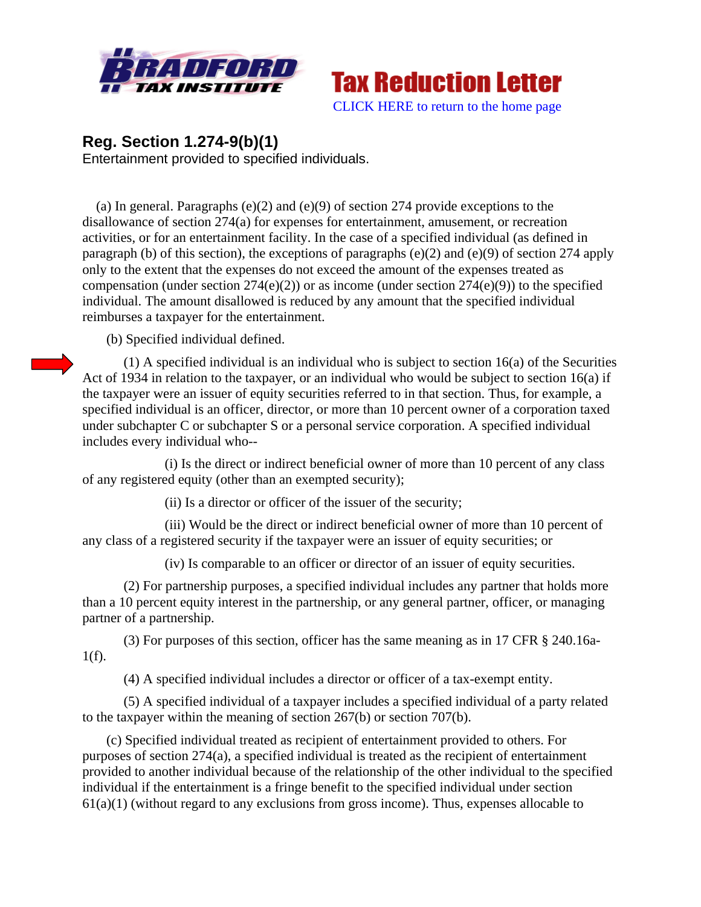Bradford Tax Institute

# Tax Reduction Letter

CLICK HERE to return to the home page

## Reg. Section 1.274-9(b)(1)

Entertainment provided to specified individuals.

(a) In general. Paragraphs (e)(2) and (e)(9) of section 274 provide exceptions to the disallowance of section 274(a) for expenses for entertainment, amusement, or recreation activities, or for an entertainment facility. In the case of a specified individual (as defined in paragraph (b) of this section), the exceptions of paragraphs (e)(2) and (e)(9) of section 274 apply only to the extent that the expenses do not exceed the amount of the expenses treated as compensation (under section 274(e)(2)) or as income (under section 274(e)(9)) to the specified individual. The amount disallowed is reduced by any amount that the specified individual reimburses a taxpayer for the entertainment.

(b) Specified individual defined.

(1) A specified individual is an individual who is subject to section 16(a) of the Securities Act of 1934 in relation to the taxpayer, or an individual who would be subject to section 16(a) if the taxpayer were an issuer of equity securities referred to in that section. Thus, for example, a specified individual is an officer, director, or more than 10 percent owner of a corporation taxed under subchapter C or subchapter S or a personal service corporation. A specified individual includes every individual who--

(i) Is the direct or indirect beneficial owner of more than 10 percent of any class of any registered equity (other than an exempted security);

(ii) Is a director or officer of the issuer of the security;

(iii) Would be the direct or indirect beneficial owner of more than 10 percent of any class of a registered security if the taxpayer were an issuer of equity securities; or

(iv) Is comparable to an officer or director of an issuer of equity securities.

(2) For partnership purposes, a specified individual includes any partner that holds more than a 10 percent equity interest in the partnership, or any general partner, officer, or managing partner of a partnership.

(3) For purposes of this section, officer has the same meaning as in 17 CFR § 240.16a-1(f).

(4) A specified individual includes a director or officer of a tax-exempt entity.

(5) A specified individual of a taxpayer includes a specified individual of a party related to the taxpayer within the meaning of section 267(b) or section 707(b).

(c) Specified individual treated as recipient of entertainment provided to others. For purposes of section 274(a), a specified individual is treated as the recipient of entertainment provided to another individual because of the relationship of the other individual to the specified individual if the entertainment is a fringe benefit to the specified individual under section 61(a)(1) (without regard to any exclusions from gross income). Thus, expenses allocable to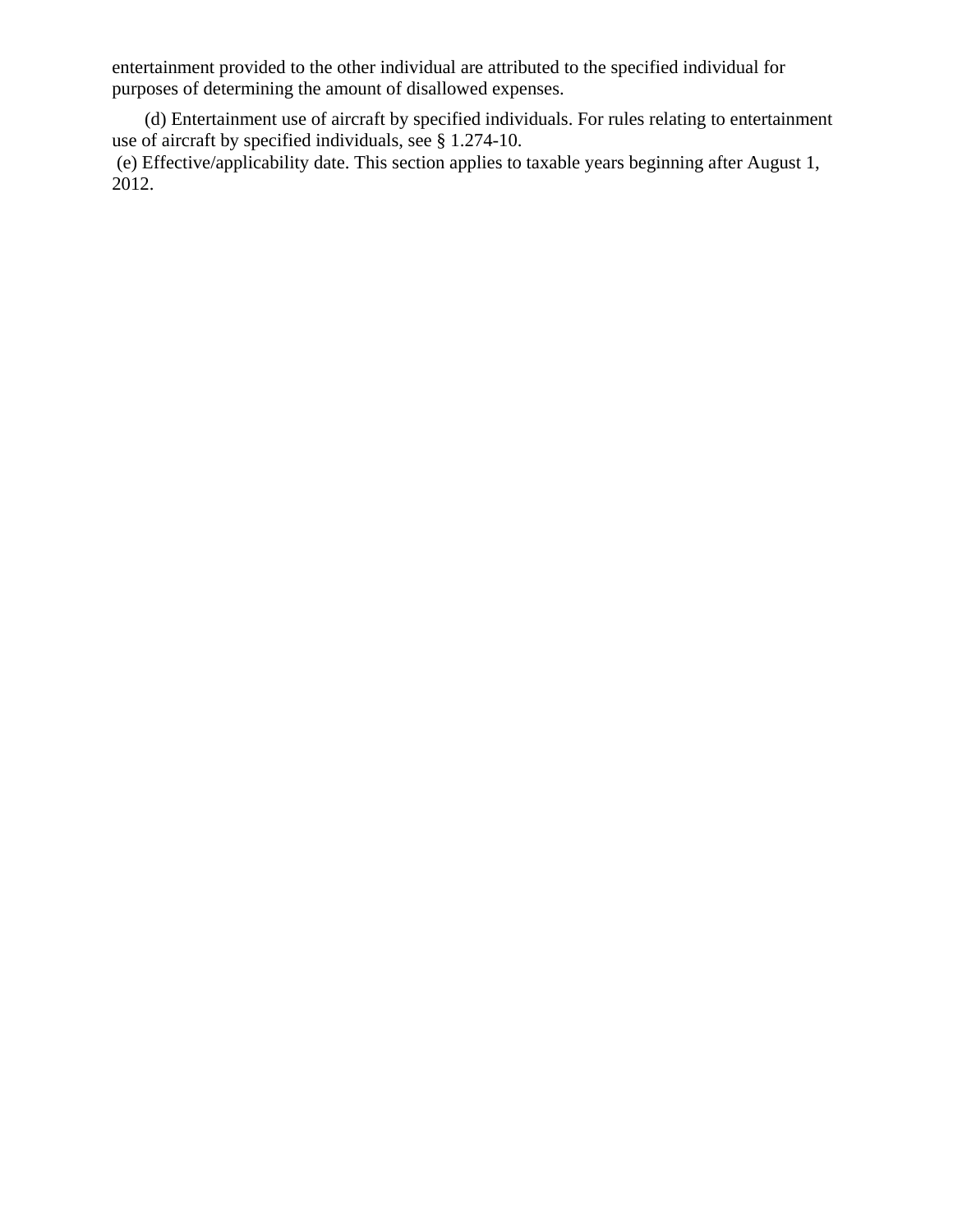entertainment provided to the other individual are attributed to the specified individual for purposes of determining the amount of disallowed expenses.

(d) Entertainment use of aircraft by specified individuals. For rules relating to entertainment use of aircraft by specified individuals, see § 1.274-10.

(e) Effective/applicability date. This section applies to taxable years beginning after August 1, 2012.